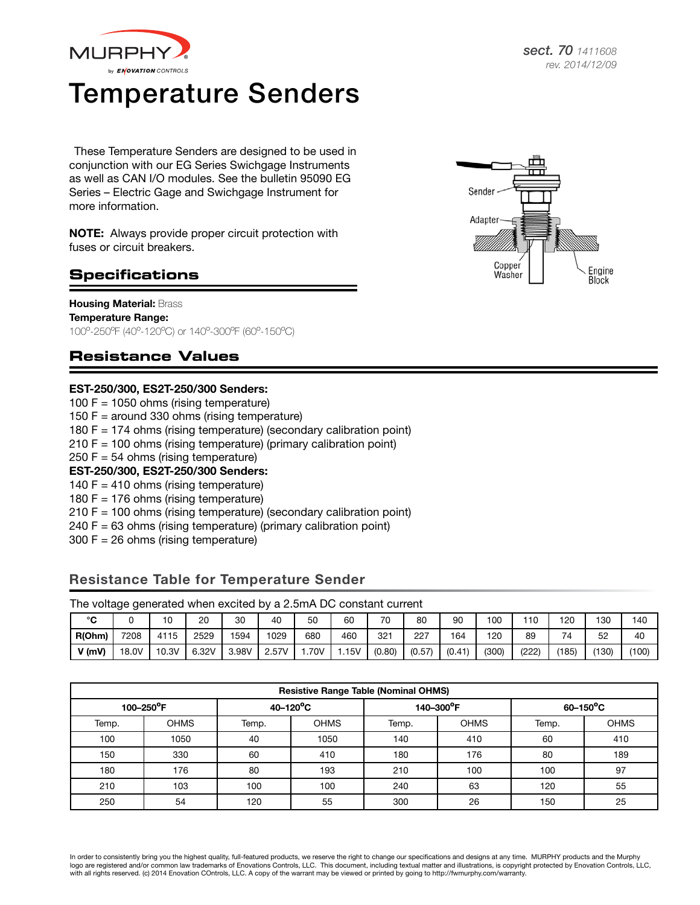MURPHY by ENOVATION CONTROLS

*sect. 70* 1411608
rev. 2014/12/09

# Temperature Senders

These Temperature Senders are designed to be used in conjunction with our EG Series Swichgage Instruments as well as CAN I/O modules. See the bulletin 95090 EG Series – Electric Gage and Swichgage Instrument for more information.

**NOTE:** Always provide proper circuit protection with fuses or circuit breakers.

Sender
Adapter
Copper Washer
Engine Block

## Specifications

**Housing Material:** Brass
**Temperature Range:**
100º-250ºF (40º-120ºC) or 140º-300ºF (60º-150ºC)

## Resistance Values

**EST-250/300, ES2T-250/300 Senders:**
100 F = 1050 ohms (rising temperature)
150 F = around 330 ohms (rising temperature)
180 F = 174 ohms (rising temperature) (secondary calibration point)
210 F = 100 ohms (rising temperature) (primary calibration point)
250 F = 54 ohms (rising temperature)
**EST-250/300, ES2T-250/300 Senders:**
140 F = 410 ohms (rising temperature)
180 F = 176 ohms (rising temperature)
210 F = 100 ohms (rising temperature) (secondary calibration point)
240 F = 63 ohms (rising temperature) (primary calibration point)
300 F = 26 ohms (rising temperature)

## Resistance Table for Temperature Sender

The voltage generated when excited by a 2.5mA DC constant current

| °C | 0 | 10 | 20 | 30 | 40 | 50 | 60 | 70 | 80 | 90 | 100 | 110 | 120 | 130 | 140 |
|---|---|---|---|---|---|---|---|---|---|---|---|---|---|---|---|
| R(Ohm) | 7208 | 4115 | 2529 | 1594 | 1029 | 680 | 460 | 321 | 227 | 164 | 120 | 89 | 74 | 52 | 40 |
| V (mV) | 18.0V | 10.3V | 6.32V | 3.98V | 2.57V | 1.70V | 1.15V | (0.80) | (0.57) | (0.41) | (300) | (222) | (185) | (130) | (100) |

| Resistive Range Table (Nominal OHMS) | | | | | | | |
|---|---|---|---|---|---|---|---|
| 100–250ºF | | 40–120ºC | | 140–300ºF | | 60–150ºC | |
| Temp. | OHMS | Temp. | OHMS | Temp. | OHMS | Temp. | OHMS |
| 100 | 1050 | 40 | 1050 | 140 | 410 | 60 | 410 |
| 150 | 330 | 60 | 410 | 180 | 176 | 80 | 189 |
| 180 | 176 | 80 | 193 | 210 | 100 | 100 | 97 |
| 210 | 103 | 100 | 100 | 240 | 63 | 120 | 55 |
| 250 | 54 | 120 | 55 | 300 | 26 | 150 | 25 |

In order to consistently bring you the highest quality, full-featured products, we reserve the right to change our specifications and designs at any time. MURPHY products and the Murphy logo are registered and/or common law trademarks of Enovations Controls, LLC. This document, including textual matter and illustrations, is copyright protected by Enovation Controls, LLC, with all rights reserved. (c) 2014 Enovation COntrols, LLC. A copy of the warrant may be viewed or printed by going to http://fwmurphy.com/warranty.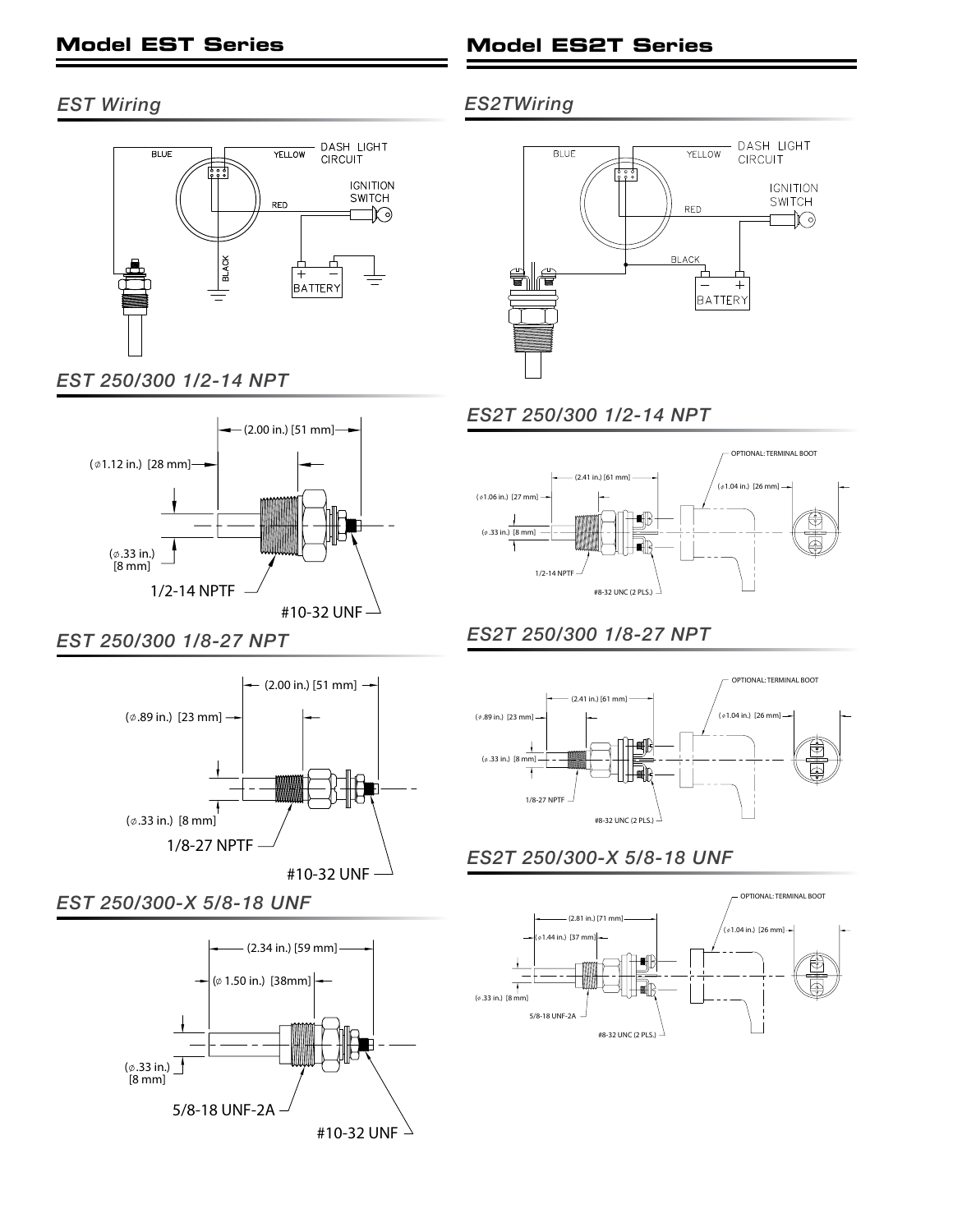## Model EST Series

### *EST Wiring*

BLUE

YELLOW

DASH LIGHT CIRCUIT

IGNITION SWITCH

RED

BLACK

BATTERY

### *EST 250/300 1/2-14 NPT*

(2.00 in.) [51 mm]

(⌀1.12 in.) [28 mm]

(⌀.33 in.) [8 mm]

1/2-14 NPTF

#10-32 UNF

### *EST 250/300 1/8-27 NPT*

(2.00 in.) [51 mm]

(⌀.89 in.) [23 mm]

(⌀.33 in.) [8 mm]

1/8-27 NPTF

#10-32 UNF

### *EST 250/300-X 5/8-18 UNF*

(2.34 in.) [59 mm]

(⌀ 1.50 in.) [38mm]

(⌀.33 in.) [8 mm]

5/8-18 UNF-2A

#10-32 UNF

## Model ES2T Series

### *ES2TWiring*

BLUE

YELLOW

DASH LIGHT CIRCUIT

IGNITION SWITCH

RED

BLACK

BATTERY

### *ES2T 250/300 1/2-14 NPT*

OPTIONAL: TERMINAL BOOT

(2.41 in.) [61 mm]

(⌀1.06 in.) [27 mm]

(⌀1.04 in.) [26 mm]

(⌀.33 in.) [8 mm]

1/2-14 NPTF

#8-32 UNC (2 PLS.)

### *ES2T 250/300 1/8-27 NPT*

OPTIONAL: TERMINAL BOOT

(2.41 in.) [61 mm]

(⌀.89 in.) [23 mm]

(⌀1.04 in.) [26 mm]

(⌀.33 in.) [8 mm]

1/8-27 NPTF

#8-32 UNC (2 PLS.)

### *ES2T 250/300-X 5/8-18 UNF*

OPTIONAL: TERMINAL BOOT

(2.81 in.) [71 mm]

(⌀1.44 in.) [37 mm]

(⌀1.04 in.) [26 mm]

(⌀.33 in.) [8 mm]

5/8-18 UNF-2A

#8-32 UNC (2 PLS.)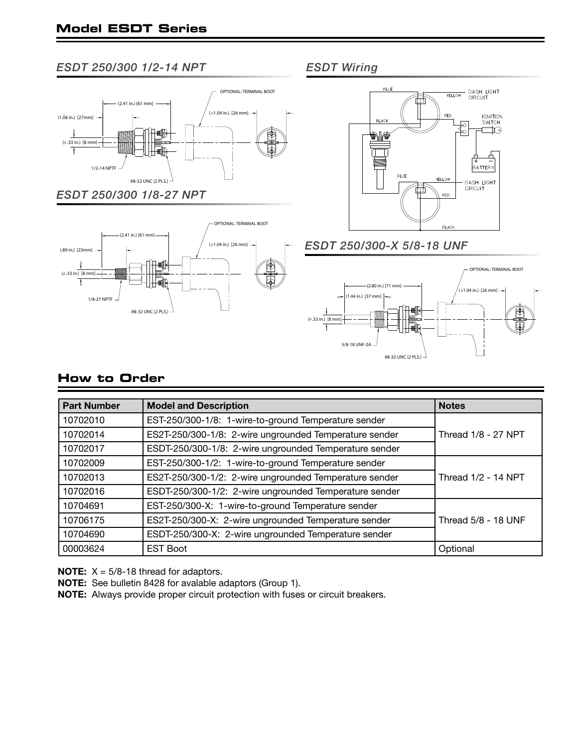## Model ESDT Series

### ESDT 250/300 1/2-14 NPT

OPTIONAL: TERMINAL BOOT
(2.41 in.) [61 mm]
(1.06 in.) [27mm]
(ø1.04 in.) [26 mm]
(ø.33 in.) [8 mm]
1/2-14 NPTF
#8-32 UNC (2 PLS.)

### ESDT 250/300 1/8-27 NPT

OPTIONAL: TERMINAL BOOT
(2.41 in.) [61 mm]
(.89 in.) [23mm]
(ø1.04 in.) [26 mm]
(ø.33 in.) [8 mm]
1/8-27 NPTF
#8-32 UNC (2 PLS.)

### ESDT Wiring

BLUE
YELLOW
DASH LIGHT CIRCUIT
RED
IGNITION SWITCH
BLACK
BATTERY
BLUE
YELLOW
DASH LIGHT CIRCUIT
RED
BLACK

### ESDT 250/300-X 5/8-18 UNF

OPTIONAL: TERMINAL BOOT
(2.80 in.) [71 mm]
(1.44 in.) [37 mm]
(ø1.04 in.) [26 mm]
(ø.33 in.) [8 mm]
5/8-18 UNF-2A
#8-32 UNC (2 PLS.)

## How to Order

| Part Number | Model and Description | Notes |
|---|---|---|
| 10702010 | EST-250/300-1/8: 1-wire-to-ground Temperature sender | Thread 1/8 - 27 NPT |
| 10702014 | ES2T-250/300-1/8: 2-wire ungrounded Temperature sender | |
| 10702017 | ESDT-250/300-1/8: 2-wire ungrounded Temperature sender | |
| 10702009 | EST-250/300-1/2: 1-wire-to-ground Temperature sender | Thread 1/2 - 14 NPT |
| 10702013 | ES2T-250/300-1/2: 2-wire ungrounded Temperature sender | |
| 10702016 | ESDT-250/300-1/2: 2-wire ungrounded Temperature sender | |
| 10704691 | EST-250/300-X: 1-wire-to-ground Temperature sender | Thread 5/8 - 18 UNF |
| 10706175 | ES2T-250/300-X: 2-wire ungrounded Temperature sender | |
| 10704690 | ESDT-250/300-X: 2-wire ungrounded Temperature sender | |
| 00003624 | EST Boot | Optional |

**NOTE:** X = 5/8-18 thread for adaptors.

**NOTE:** See bulletin 8428 for avalable adaptors (Group 1).

**NOTE:** Always provide proper circuit protection with fuses or circuit breakers.